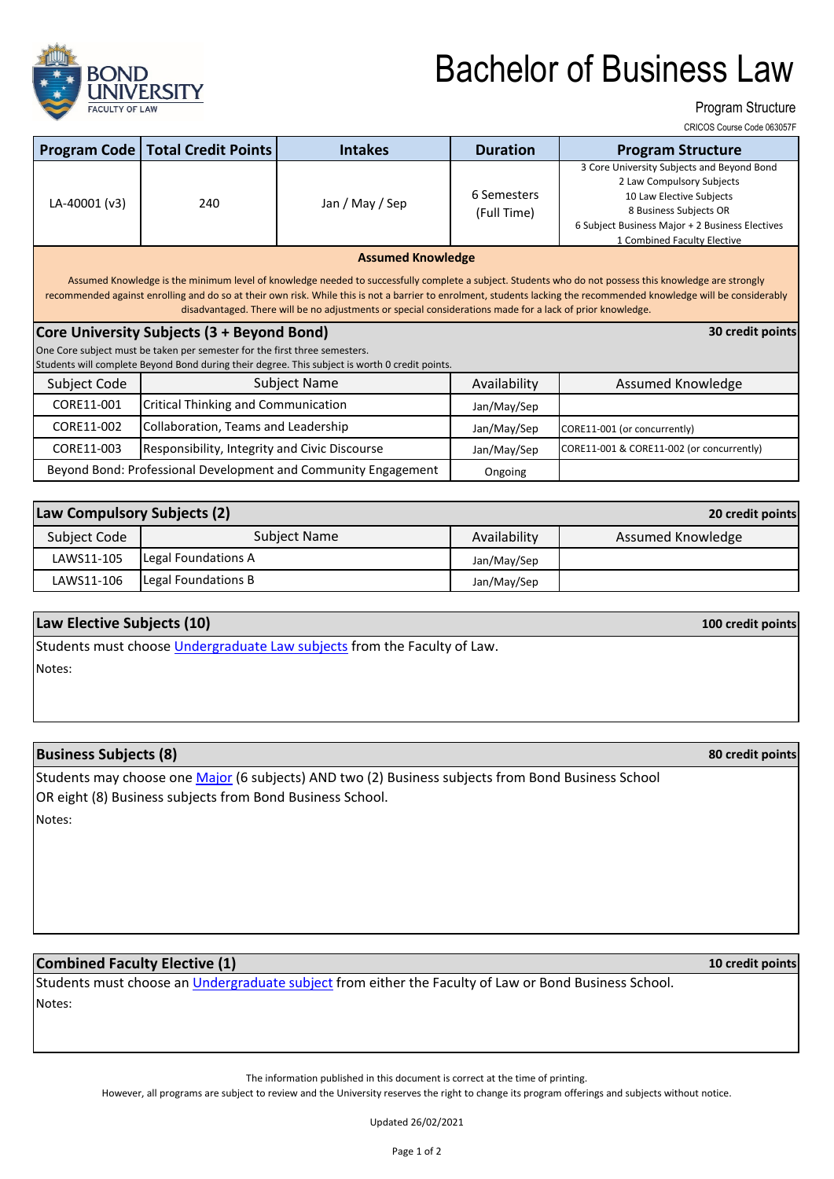# Bachelor of Business Law

Program Structure

CRICOS Course Code 063057F

| Program Code | Total Credit Points | Intakes | Duration | Program Structure |
|---|---|---|---|---|
| LA-40001 (v3) | 240 | Jan / May / Sep | 6 Semesters (Full Time) | 3 Core University Subjects and Beyond Bond<br>2 Law Compulsory Subjects<br>10 Law Elective Subjects<br>8 Business Subjects OR<br>6 Subject Business Major + 2 Business Electives<br>1 Combined Faculty Elective |

**Assumed Knowledge**

Assumed Knowledge is the minimum level of knowledge needed to successfully complete a subject. Students who do not possess this knowledge are strongly recommended against enrolling and do so at their own risk. While this is not a barrier to enrolment, students lacking the recommended knowledge will be considerably disadvantaged. There will be no adjustments or special considerations made for a lack of prior knowledge.

## Core University Subjects (3 + Beyond Bond) — 30 credit points

One Core subject must be taken per semester for the first three semesters.
Students will complete Beyond Bond during their degree. This subject is worth 0 credit points.

| Subject Code | Subject Name | Availability | Assumed Knowledge |
|---|---|---|---|
| CORE11-001 | Critical Thinking and Communication | Jan/May/Sep | |
| CORE11-002 | Collaboration, Teams and Leadership | Jan/May/Sep | CORE11-001 (or concurrently) |
| CORE11-003 | Responsibility, Integrity and Civic Discourse | Jan/May/Sep | CORE11-001 & CORE11-002 (or concurrently) |
| Beyond Bond: Professional Development and Community Engagement | | Ongoing | |

## Law Compulsory Subjects (2) — 20 credit points

| Subject Code | Subject Name | Availability | Assumed Knowledge |
|---|---|---|---|
| LAWS11-105 | Legal Foundations A | Jan/May/Sep | |
| LAWS11-106 | Legal Foundations B | Jan/May/Sep | |

## Law Elective Subjects (10) — 100 credit points

Students must choose Undergraduate Law subjects from the Faculty of Law.

Notes:

## Business Subjects (8) — 80 credit points

Students may choose one Major (6 subjects) AND two (2) Business subjects from Bond Business School OR eight (8) Business subjects from Bond Business School.

Notes:

## Combined Faculty Elective (1) — 10 credit points

Students must choose an Undergraduate subject from either the Faculty of Law or Bond Business School.

Notes:

The information published in this document is correct at the time of printing.
However, all programs are subject to review and the University reserves the right to change its program offerings and subjects without notice.

Updated 26/02/2021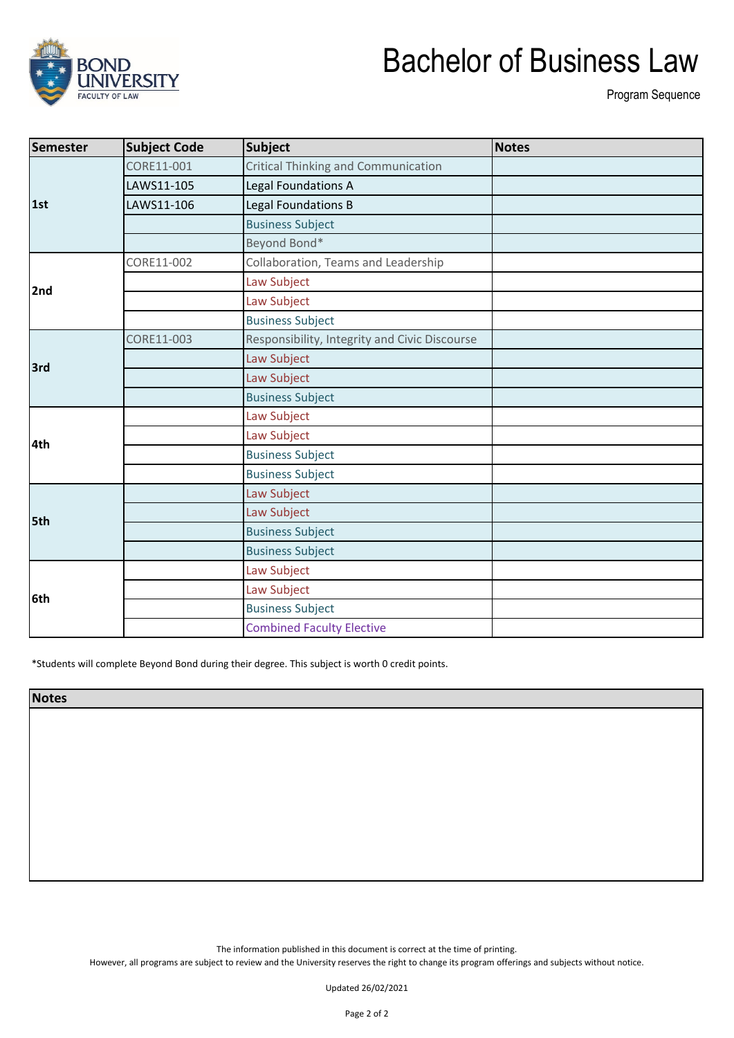# Bachelor of Business Law

Program Sequence

| Semester | Subject Code | Subject | Notes |
|---|---|---|---|
| 1st | CORE11-001 | Critical Thinking and Communication | |
| | LAWS11-105 | Legal Foundations A | |
| | LAWS11-106 | Legal Foundations B | |
| | | Business Subject | |
| | | Beyond Bond* | |
| 2nd | CORE11-002 | Collaboration, Teams and Leadership | |
| | | Law Subject | |
| | | Law Subject | |
| | | Business Subject | |
| 3rd | CORE11-003 | Responsibility, Integrity and Civic Discourse | |
| | | Law Subject | |
| | | Law Subject | |
| | | Business Subject | |
| 4th | | Law Subject | |
| | | Law Subject | |
| | | Business Subject | |
| | | Business Subject | |
| 5th | | Law Subject | |
| | | Law Subject | |
| | | Business Subject | |
| | | Business Subject | |
| 6th | | Law Subject | |
| | | Law Subject | |
| | | Business Subject | |
| | | Combined Faculty Elective | |

*Students will complete Beyond Bond during their degree. This subject is worth 0 credit points.

| Notes |
|---|
| |

The information published in this document is correct at the time of printing.
However, all programs are subject to review and the University reserves the right to change its program offerings and subjects without notice.

Updated 26/02/2021